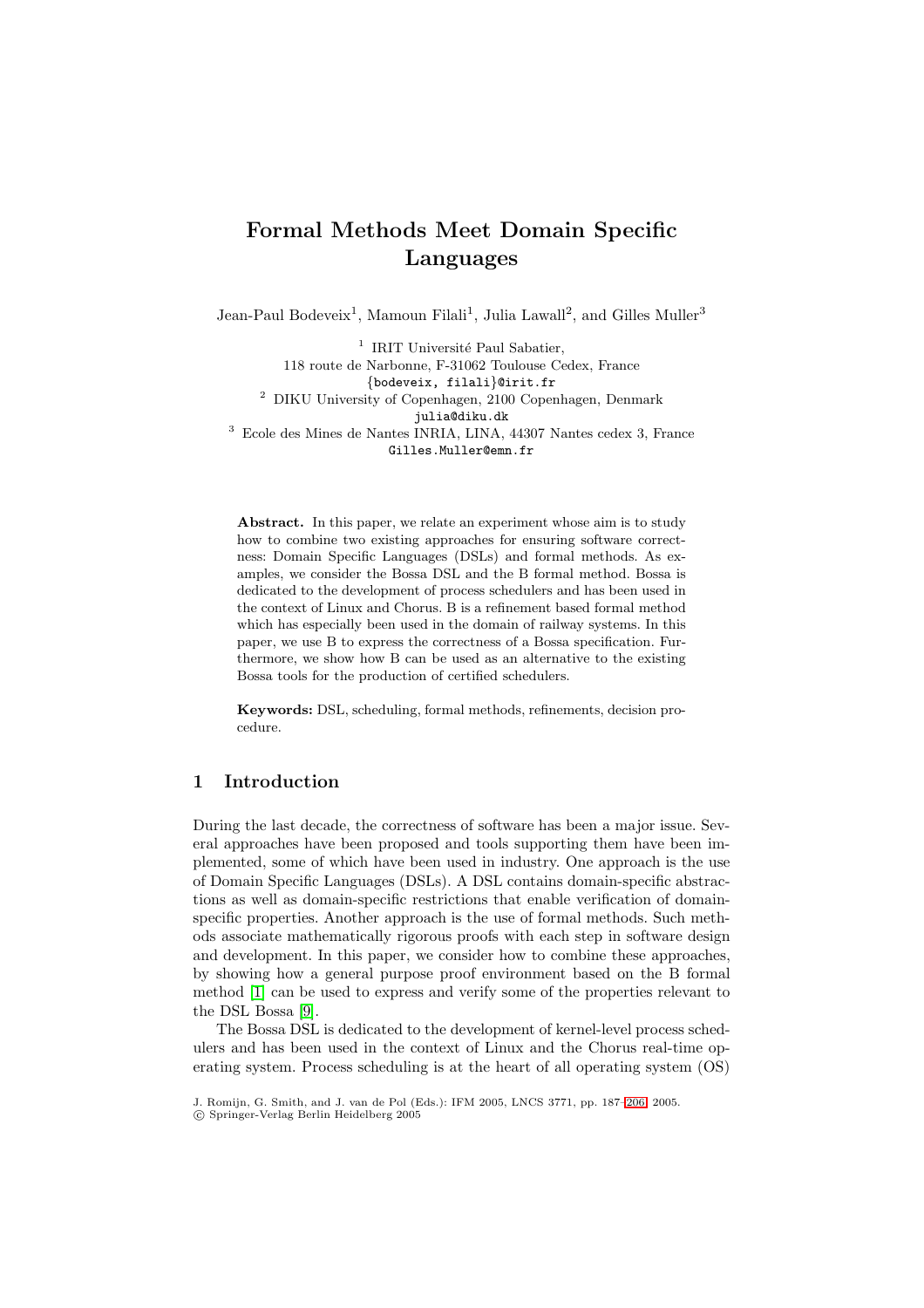# Formal Methods Meet Domain Specific Languages

Jean-Paul Bodeveix[1], Mamoun Filali[1], Julia Lawall[2], and Gilles Muller[3]

[1] IRIT Université Paul Sabatier,
118 route de Narbonne, F-31062 Toulouse Cedex, France
{bodeveix, filali}@irit.fr

[2] DIKU University of Copenhagen, 2100 Copenhagen, Denmark
julia@diku.dk

[3] Ecole des Mines de Nantes INRIA, LINA, 44307 Nantes cedex 3, France
Gilles.Muller@emn.fr

**Abstract.** In this paper, we relate an experiment whose aim is to study how to combine two existing approaches for ensuring software correctness: Domain Specific Languages (DSLs) and formal methods. As examples, we consider the Bossa DSL and the B formal method. Bossa is dedicated to the development of process schedulers and has been used in the context of Linux and Chorus. B is a refinement based formal method which has especially been used in the domain of railway systems. In this paper, we use B to express the correctness of a Bossa specification. Furthermore, we show how B can be used as an alternative to the existing Bossa tools for the production of certified schedulers.

**Keywords:** DSL, scheduling, formal methods, refinements, decision procedure.

## 1 Introduction

During the last decade, the correctness of software has been a major issue. Several approaches have been proposed and tools supporting them have been implemented, some of which have been used in industry. One approach is the use of Domain Specific Languages (DSLs). A DSL contains domain-specific abstractions as well as domain-specific restrictions that enable verification of domain-specific properties. Another approach is the use of formal methods. Such methods associate mathematically rigorous proofs with each step in software design and development. In this paper, we consider how to combine these approaches, by showing how a general purpose proof environment based on the B formal method [1] can be used to express and verify some of the properties relevant to the DSL Bossa [9].

The Bossa DSL is dedicated to the development of kernel-level process schedulers and has been used in the context of Linux and the Chorus real-time operating system. Process scheduling is at the heart of all operating system (OS)

J. Romijn, G. Smith, and J. van de Pol (Eds.): IFM 2005, LNCS 3771, pp. 187–206, 2005.
© Springer-Verlag Berlin Heidelberg 2005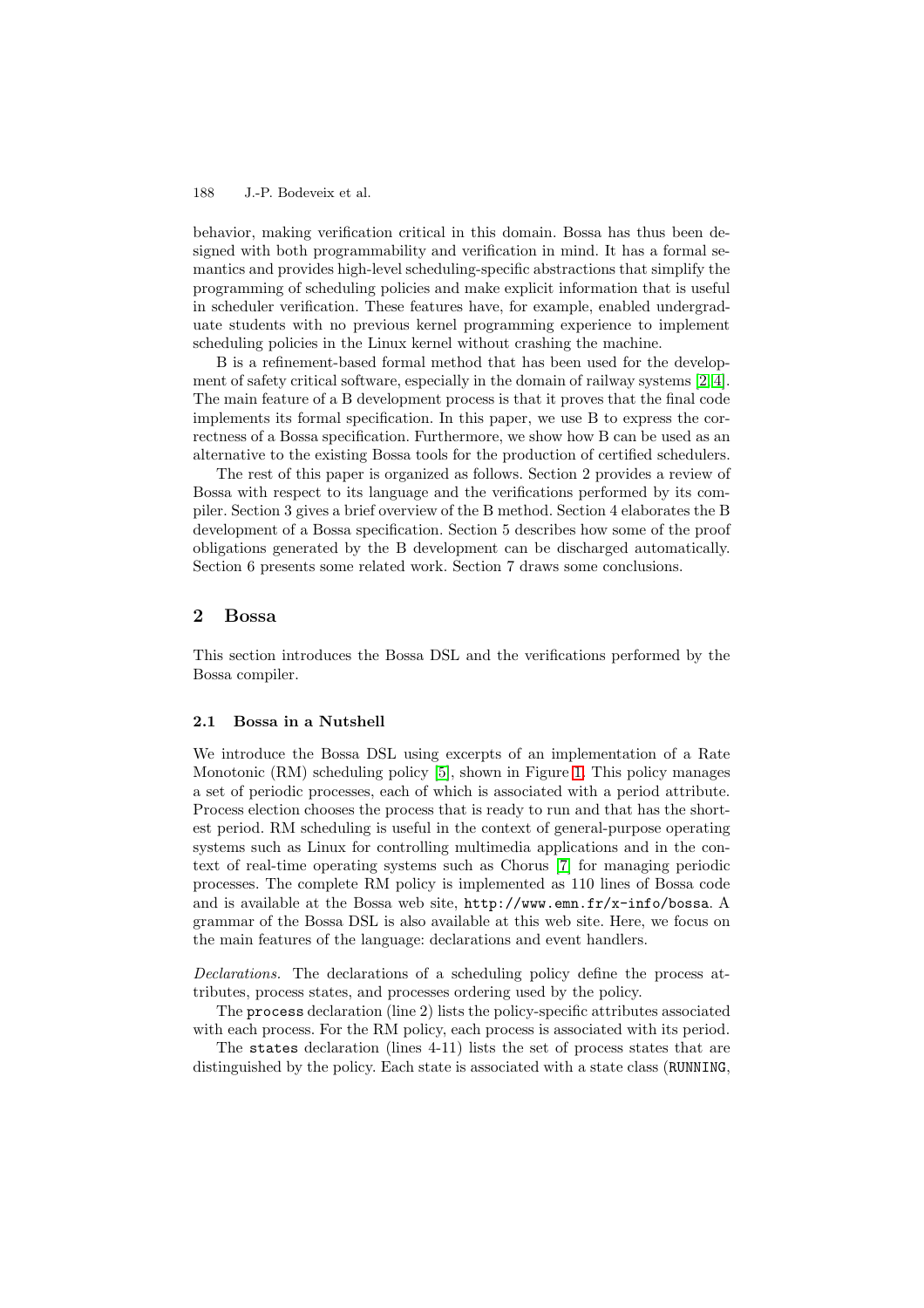behavior, making verification critical in this domain. Bossa has thus been designed with both programmability and verification in mind. It has a formal semantics and provides high-level scheduling-specific abstractions that simplify the programming of scheduling policies and make explicit information that is useful in scheduler verification. These features have, for example, enabled undergraduate students with no previous kernel programming experience to implement scheduling policies in the Linux kernel without crashing the machine.

B is a refinement-based formal method that has been used for the development of safety critical software, especially in the domain of railway systems [2,4]. The main feature of a B development process is that it proves that the final code implements its formal specification. In this paper, we use B to express the correctness of a Bossa specification. Furthermore, we show how B can be used as an alternative to the existing Bossa tools for the production of certified schedulers.

The rest of this paper is organized as follows. Section 2 provides a review of Bossa with respect to its language and the verifications performed by its compiler. Section 3 gives a brief overview of the B method. Section 4 elaborates the B development of a Bossa specification. Section 5 describes how some of the proof obligations generated by the B development can be discharged automatically. Section 6 presents some related work. Section 7 draws some conclusions.

## 2 Bossa

This section introduces the Bossa DSL and the verifications performed by the Bossa compiler.

### 2.1 Bossa in a Nutshell

We introduce the Bossa DSL using excerpts of an implementation of a Rate Monotonic (RM) scheduling policy [5], shown in Figure 1. This policy manages a set of periodic processes, each of which is associated with a period attribute. Process election chooses the process that is ready to run and that has the shortest period. RM scheduling is useful in the context of general-purpose operating systems such as Linux for controlling multimedia applications and in the context of real-time operating systems such as Chorus [7] for managing periodic processes. The complete RM policy is implemented as 110 lines of Bossa code and is available at the Bossa web site, `http://www.emn.fr/x-info/bossa`. A grammar of the Bossa DSL is also available at this web site. Here, we focus on the main features of the language: declarations and event handlers.

*Declarations.* The declarations of a scheduling policy define the process attributes, process states, and processes ordering used by the policy.

The `process` declaration (line 2) lists the policy-specific attributes associated with each process. For the RM policy, each process is associated with its period.

The `states` declaration (lines 4-11) lists the set of process states that are distinguished by the policy. Each state is associated with a state class (`RUNNING`,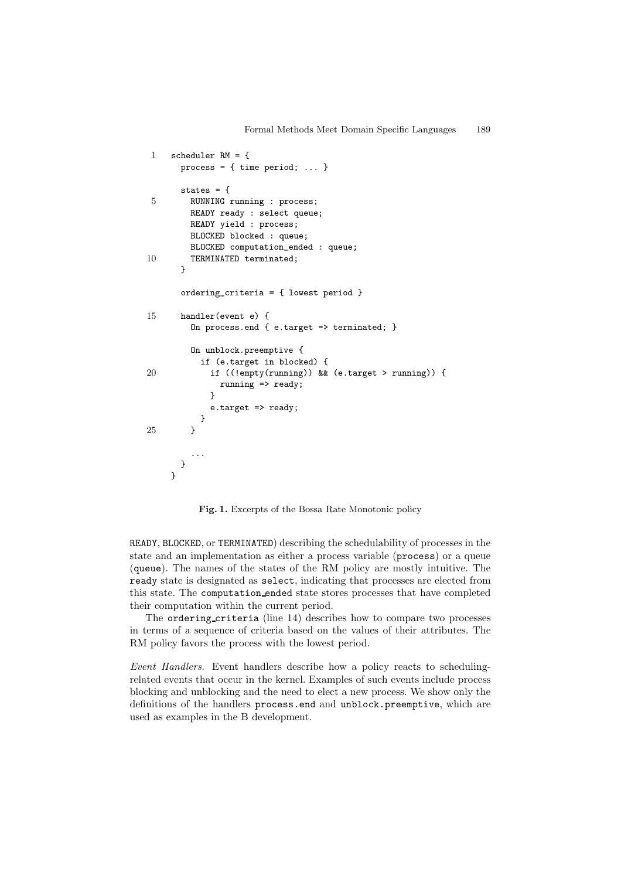```
1   scheduler RM = {
      process = { time period; ... }

      states = {
5       RUNNING running : process;
        READY ready : select queue;
        READY yield : process;
        BLOCKED blocked : queue;
        BLOCKED computation_ended : queue;
10      TERMINATED terminated;
      }

      ordering_criteria = { lowest period }

15    handler(event e) {
        On process.end { e.target => terminated; }

        On unblock.preemptive {
          if (e.target in blocked) {
20          if ((!empty(running)) && (e.target > running)) {
              running => ready;
            }
            e.target => ready;
          }
25      }

        ...
      }
    }
```

**Fig. 1.** Excerpts of the Bossa Rate Monotonic policy

READY, BLOCKED, or TERMINATED) describing the schedulability of processes in the state and an implementation as either a process variable (process) or a queue (queue). The names of the states of the RM policy are mostly intuitive. The ready state is designated as select, indicating that processes are elected from this state. The computation_ended state stores processes that have completed their computation within the current period.

The ordering_criteria (line 14) describes how to compare two processes in terms of a sequence of criteria based on the values of their attributes. The RM policy favors the process with the lowest period.

*Event Handlers.* Event handlers describe how a policy reacts to scheduling-related events that occur in the kernel. Examples of such events include process blocking and unblocking and the need to elect a new process. We show only the definitions of the handlers process.end and unblock.preemptive, which are used as examples in the B development.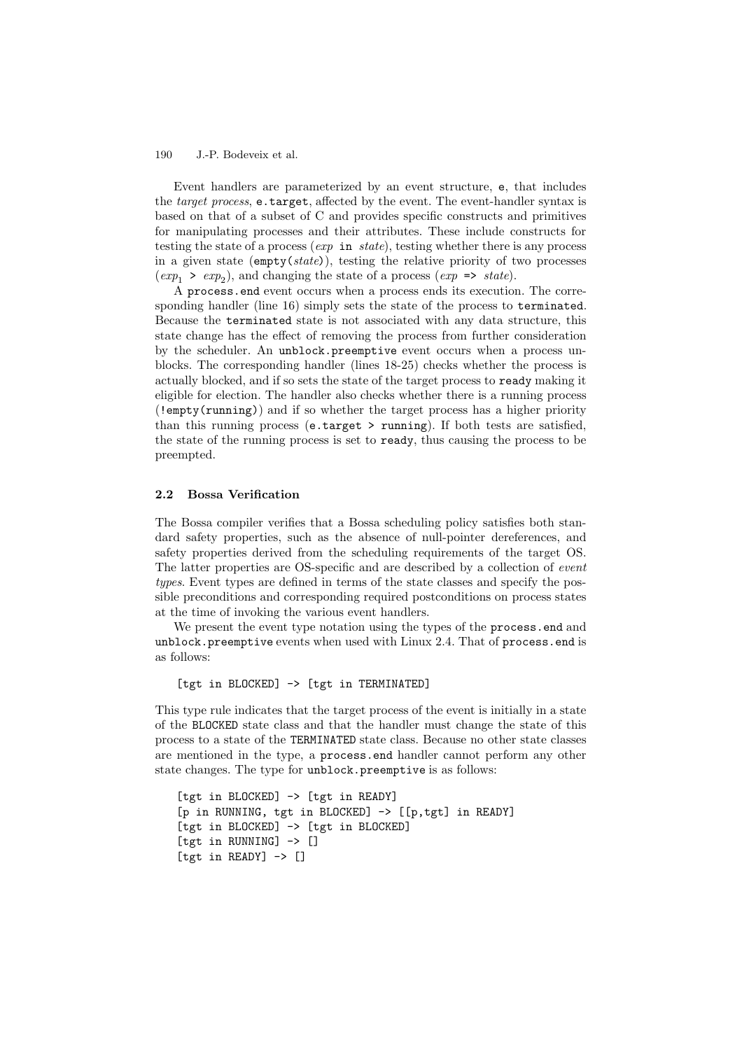Event handlers are parameterized by an event structure, `e`, that includes the *target process*, `e.target`, affected by the event. The event-handler syntax is based on that of a subset of C and provides specific constructs and primitives for manipulating processes and their attributes. These include constructs for testing the state of a process (*exp* `in` *state*), testing whether there is any process in a given state (`empty(`*state*`)`), testing the relative priority of two processes ($exp_1$ `>` $exp_2$), and changing the state of a process (*exp* `=>` *state*).

A `process.end` event occurs when a process ends its execution. The corresponding handler (line 16) simply sets the state of the process to `terminated`. Because the `terminated` state is not associated with any data structure, this state change has the effect of removing the process from further consideration by the scheduler. An `unblock.preemptive` event occurs when a process unblocks. The corresponding handler (lines 18-25) checks whether the process is actually blocked, and if so sets the state of the target process to `ready` making it eligible for election. The handler also checks whether there is a running process (`!empty(running)`) and if so whether the target process has a higher priority than this running process (`e.target > running`). If both tests are satisfied, the state of the running process is set to `ready`, thus causing the process to be preempted.

### 2.2 Bossa Verification

The Bossa compiler verifies that a Bossa scheduling policy satisfies both standard safety properties, such as the absence of null-pointer dereferences, and safety properties derived from the scheduling requirements of the target OS. The latter properties are OS-specific and are described by a collection of *event types*. Event types are defined in terms of the state classes and specify the possible preconditions and corresponding required postconditions on process states at the time of invoking the various event handlers.

We present the event type notation using the types of the `process.end` and `unblock.preemptive` events when used with Linux 2.4. That of `process.end` is as follows:

```
[tgt in BLOCKED] -> [tgt in TERMINATED]
```

This type rule indicates that the target process of the event is initially in a state of the `BLOCKED` state class and that the handler must change the state of this process to a state of the `TERMINATED` state class. Because no other state classes are mentioned in the type, a `process.end` handler cannot perform any other state changes. The type for `unblock.preemptive` is as follows:

```
[tgt in BLOCKED] -> [tgt in READY]
[p in RUNNING, tgt in BLOCKED] -> [[p,tgt] in READY]
[tgt in BLOCKED] -> [tgt in BLOCKED]
[tgt in RUNNING] -> []
[tgt in READY] -> []
```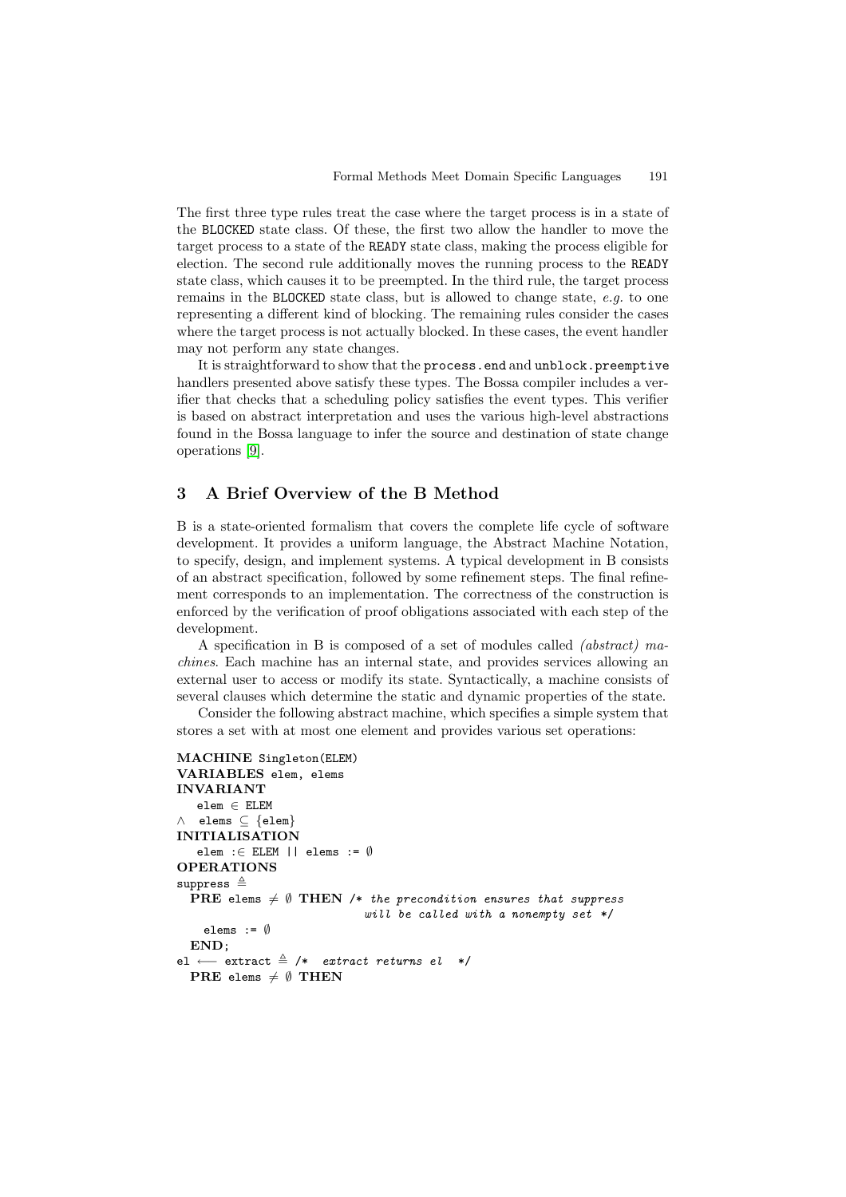The first three type rules treat the case where the target process is in a state of the BLOCKED state class. Of these, the first two allow the handler to move the target process to a state of the READY state class, making the process eligible for election. The second rule additionally moves the running process to the READY state class, which causes it to be preempted. In the third rule, the target process remains in the BLOCKED state class, but is allowed to change state, *e.g.* to one representing a different kind of blocking. The remaining rules consider the cases where the target process is not actually blocked. In these cases, the event handler may not perform any state changes.

It is straightforward to show that the process.end and unblock.preemptive handlers presented above satisfy these types. The Bossa compiler includes a verifier that checks that a scheduling policy satisfies the event types. This verifier is based on abstract interpretation and uses the various high-level abstractions found in the Bossa language to infer the source and destination of state change operations [9].

## 3 A Brief Overview of the B Method

B is a state-oriented formalism that covers the complete life cycle of software development. It provides a uniform language, the Abstract Machine Notation, to specify, design, and implement systems. A typical development in B consists of an abstract specification, followed by some refinement steps. The final refinement corresponds to an implementation. The correctness of the construction is enforced by the verification of proof obligations associated with each step of the development.

A specification in B is composed of a set of modules called *(abstract) machines*. Each machine has an internal state, and provides services allowing an external user to access or modify its state. Syntactically, a machine consists of several clauses which determine the static and dynamic properties of the state.

Consider the following abstract machine, which specifies a simple system that stores a set with at most one element and provides various set operations:

```
MACHINE Singleton(ELEM)
VARIABLES elem, elems
INVARIANT
   elem ∈ ELEM
∧  elems ⊆ {elem}
INITIALISATION
   elem :∈ ELEM || elems := ∅
OPERATIONS
suppress ≙
  PRE elems ≠ ∅ THEN /* the precondition ensures that suppress
                         will be called with a nonempty set */
    elems := ∅
  END;
el ⟵ extract ≙ /*  extract returns el  */
  PRE elems ≠ ∅ THEN
```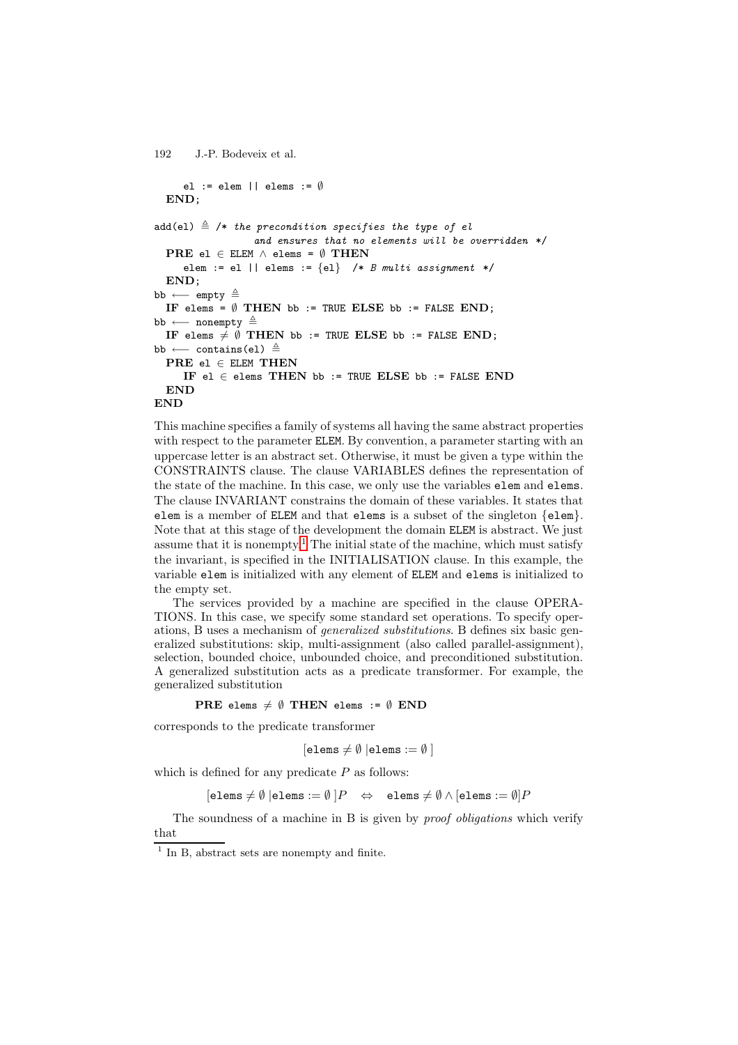```
    el := elem || elems := ∅
  END;

add(el) ≜ /* the precondition specifies the type of el
               and ensures that no elements will be overridden */
  PRE el ∈ ELEM ∧ elems = ∅ THEN
    elem := el || elems := {el}  /* B multi assignment */
  END;
bb ⟵ empty ≜
  IF elems = ∅ THEN bb := TRUE ELSE bb := FALSE END;
bb ⟵ nonempty ≜
  IF elems ≠ ∅ THEN bb := TRUE ELSE bb := FALSE END;
bb ⟵ contains(el) ≜
  PRE el ∈ ELEM THEN
    IF el ∈ elems THEN bb := TRUE ELSE bb := FALSE END
  END
END
```

This machine specifies a family of systems all having the same abstract properties with respect to the parameter ELEM. By convention, a parameter starting with an uppercase letter is an abstract set. Otherwise, it must be given a type within the CONSTRAINTS clause. The clause VARIABLES defines the representation of the state of the machine. In this case, we only use the variables `elem` and `elems`. The clause INVARIANT constrains the domain of these variables. It states that `elem` is a member of ELEM and that `elems` is a subset of the singleton {`elem`}. Note that at this stage of the development the domain ELEM is abstract. We just assume that it is nonempty.[1] The initial state of the machine, which must satisfy the invariant, is specified in the INITIALISATION clause. In this example, the variable `elem` is initialized with any element of ELEM and `elems` is initialized to the empty set.

The services provided by a machine are specified in the clause OPERATIONS. In this case, we specify some standard set operations. To specify operations, B uses a mechanism of *generalized substitutions*. B defines six basic generalized substitutions: skip, multi-assignment (also called parallel-assignment), selection, bounded choice, unbounded choice, and preconditioned substitution. A generalized substitution acts as a predicate transformer. For example, the generalized substitution

**PRE** elems $\neq \emptyset$ **THEN** elems := $\emptyset$ **END**

corresponds to the predicate transformer

$$[\texttt{elems} \neq \emptyset \,|\texttt{elems} := \emptyset\,]$$

which is defined for any predicate $P$ as follows:

$$[\texttt{elems} \neq \emptyset \,|\texttt{elems} := \emptyset\,]P \quad \Leftrightarrow \quad \texttt{elems} \neq \emptyset \wedge [\texttt{elems} := \emptyset]P$$

The soundness of a machine in B is given by *proof obligations* which verify that

[1] In B, abstract sets are nonempty and finite.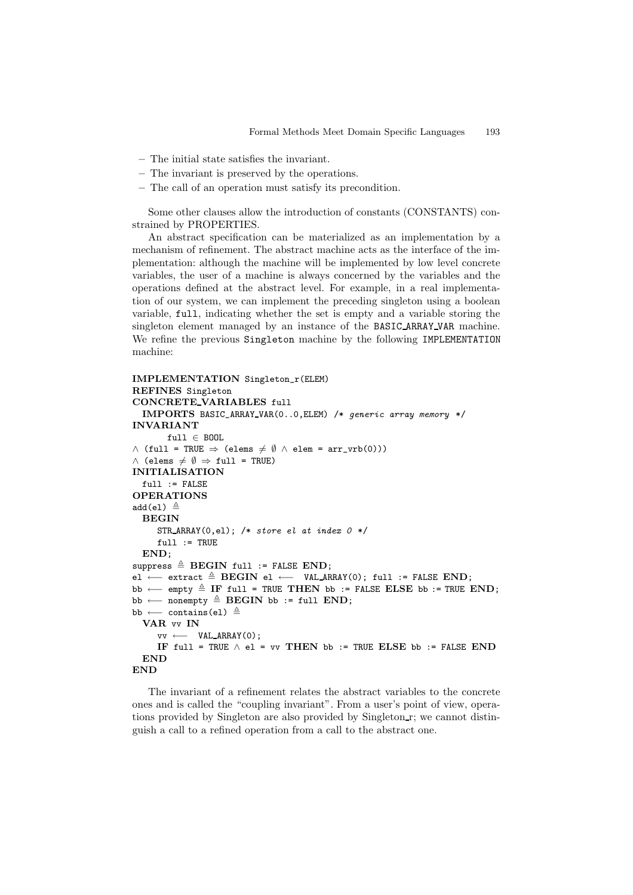– The initial state satisfies the invariant.
– The invariant is preserved by the operations.
– The call of an operation must satisfy its precondition.

Some other clauses allow the introduction of constants (CONSTANTS) constrained by PROPERTIES.

An abstract specification can be materialized as an implementation by a mechanism of refinement. The abstract machine acts as the interface of the implementation: although the machine will be implemented by low level concrete variables, the user of a machine is always concerned by the variables and the operations defined at the abstract level. For example, in a real implementation of our system, we can implement the preceding singleton using a boolean variable, `full`, indicating whether the set is empty and a variable storing the singleton element managed by an instance of the `BASIC_ARRAY_VAR` machine. We refine the previous `Singleton` machine by the following `IMPLEMENTATION` machine:

```
IMPLEMENTATION Singleton_r(ELEM)
REFINES Singleton
CONCRETE_VARIABLES full
  IMPORTS BASIC_ARRAY_VAR(0..0,ELEM) /* generic array memory */
INVARIANT
      full ∈ BOOL
∧ (full = TRUE ⇒ (elems ≠ ∅ ∧ elem = arr_vrb(0)))
∧ (elems ≠ ∅ ⇒ full = TRUE)
INITIALISATION
  full := FALSE
OPERATIONS
add(el) ≜
  BEGIN
     STR_ARRAY(0,el); /* store el at index 0 */
     full := TRUE
  END;
suppress ≜ BEGIN full := FALSE END;
el ⟵ extract ≜ BEGIN el ⟵  VAL_ARRAY(0); full := FALSE END;
bb ⟵ empty ≜ IF full = TRUE THEN bb := FALSE ELSE bb := TRUE END;
bb ⟵ nonempty ≜ BEGIN bb := full END;
bb ⟵ contains(el) ≜
  VAR vv IN
     vv ⟵  VAL_ARRAY(0);
     IF full = TRUE ∧ el = vv THEN bb := TRUE ELSE bb := FALSE END
  END
END
```

The invariant of a refinement relates the abstract variables to the concrete ones and is called the "coupling invariant". From a user's point of view, operations provided by Singleton are also provided by Singleton_r; we cannot distinguish a call to a refined operation from a call to the abstract one.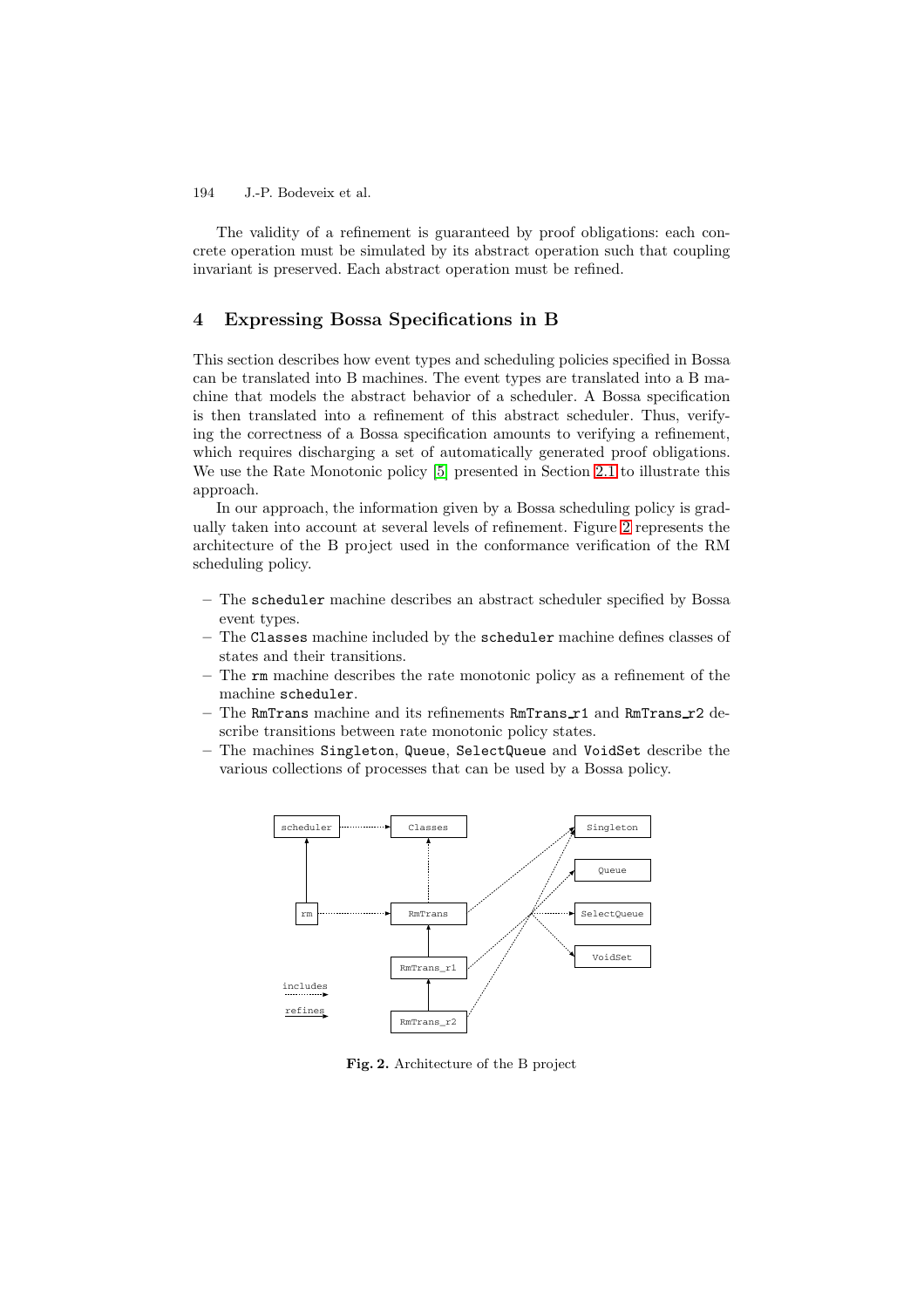The validity of a refinement is guaranteed by proof obligations: each concrete operation must be simulated by its abstract operation such that coupling invariant is preserved. Each abstract operation must be refined.

## 4 Expressing Bossa Specifications in B

This section describes how event types and scheduling policies specified in Bossa can be translated into B machines. The event types are translated into a B machine that models the abstract behavior of a scheduler. A Bossa specification is then translated into a refinement of this abstract scheduler. Thus, verifying the correctness of a Bossa specification amounts to verifying a refinement, which requires discharging a set of automatically generated proof obligations. We use the Rate Monotonic policy [5] presented in Section 2.1 to illustrate this approach.

In our approach, the information given by a Bossa scheduling policy is gradually taken into account at several levels of refinement. Figure 2 represents the architecture of the B project used in the conformance verification of the RM scheduling policy.

- The `scheduler` machine describes an abstract scheduler specified by Bossa event types.
- The `Classes` machine included by the `scheduler` machine defines classes of states and their transitions.
- The `rm` machine describes the rate monotonic policy as a refinement of the machine `scheduler`.
- The `RmTrans` machine and its refinements `RmTrans_r1` and `RmTrans_r2` describe transitions between rate monotonic policy states.
- The machines `Singleton`, `Queue`, `SelectQueue` and `VoidSet` describe the various collections of processes that can be used by a Bossa policy.

**Fig. 2.** Architecture of the B project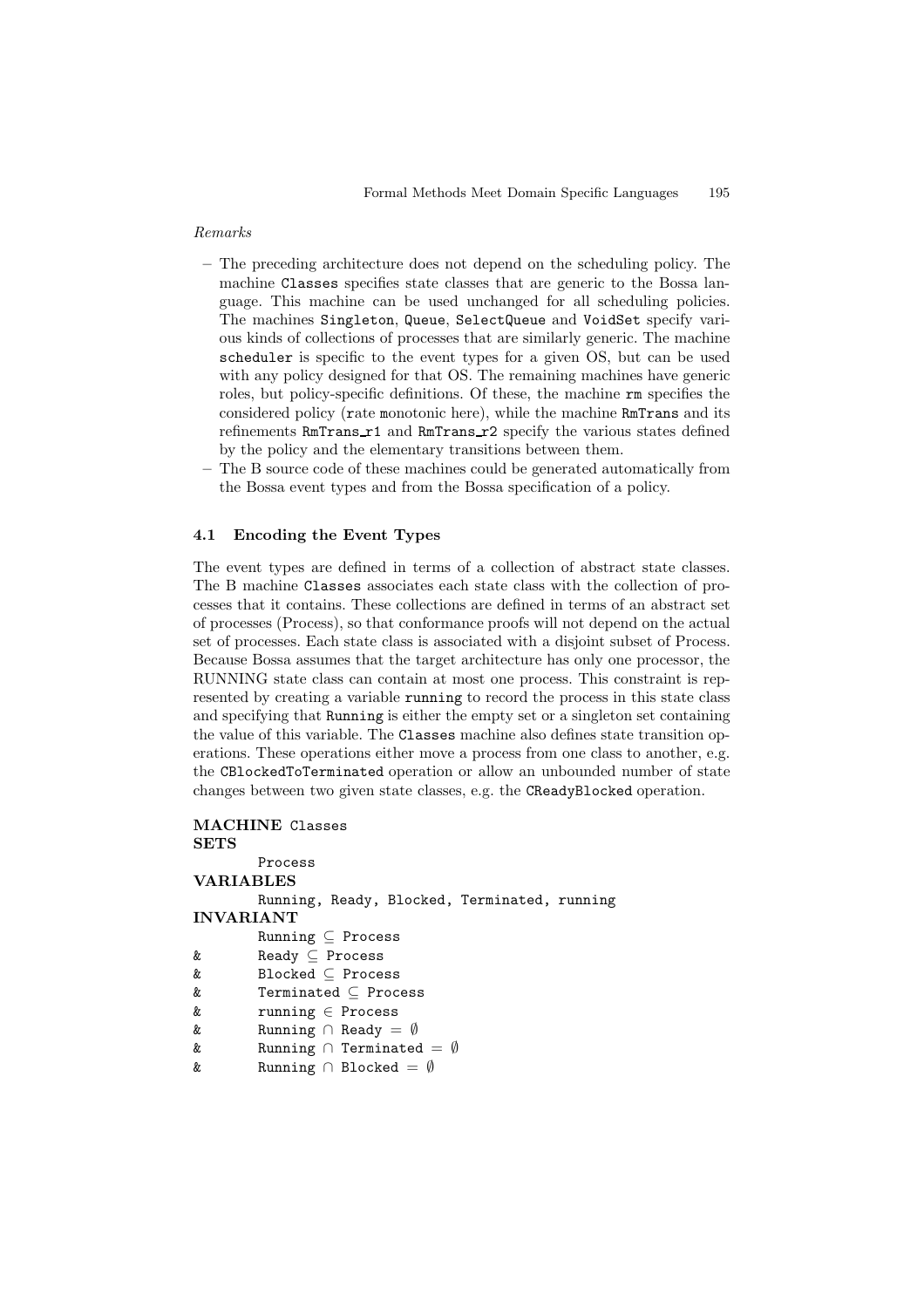*Remarks*

- The preceding architecture does not depend on the scheduling policy. The machine Classes specifies state classes that are generic to the Bossa language. This machine can be used unchanged for all scheduling policies. The machines Singleton, Queue, SelectQueue and VoidSet specify various kinds of collections of processes that are similarly generic. The machine scheduler is specific to the event types for a given OS, but can be used with any policy designed for that OS. The remaining machines have generic roles, but policy-specific definitions. Of these, the machine rm specifies the considered policy (rate monotonic here), while the machine RmTrans and its refinements RmTrans_r1 and RmTrans_r2 specify the various states defined by the policy and the elementary transitions between them.
- The B source code of these machines could be generated automatically from the Bossa event types and from the Bossa specification of a policy.

### 4.1 Encoding the Event Types

The event types are defined in terms of a collection of abstract state classes. The B machine Classes associates each state class with the collection of processes that it contains. These collections are defined in terms of an abstract set of processes (Process), so that conformance proofs will not depend on the actual set of processes. Each state class is associated with a disjoint subset of Process. Because Bossa assumes that the target architecture has only one processor, the RUNNING state class can contain at most one process. This constraint is represented by creating a variable running to record the process in this state class and specifying that Running is either the empty set or a singleton set containing the value of this variable. The Classes machine also defines state transition operations. These operations either move a process from one class to another, e.g. the CBlockedToTerminated operation or allow an unbounded number of state changes between two given state classes, e.g. the CReadyBlocked operation.

```
MACHINE Classes
SETS
        Process
VARIABLES
        Running, Ready, Blocked, Terminated, running
INVARIANT
        Running ⊆ Process
&       Ready ⊆ Process
&       Blocked ⊆ Process
&       Terminated ⊆ Process
&       running ∈ Process
&       Running ∩ Ready = ∅
&       Running ∩ Terminated = ∅
&       Running ∩ Blocked = ∅
```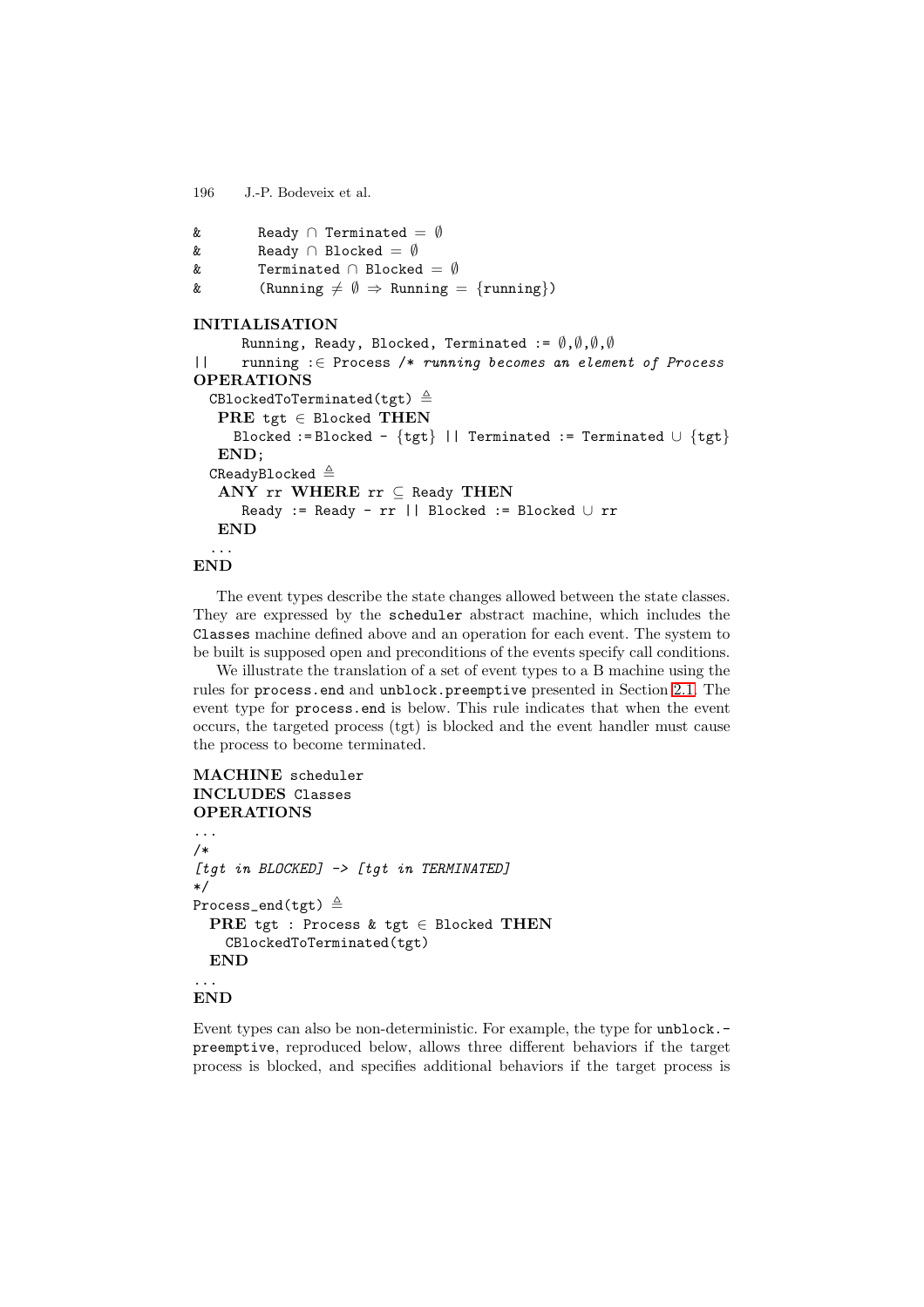```
&       Ready ∩ Terminated = ∅
&       Ready ∩ Blocked = ∅
&       Terminated ∩ Blocked = ∅
&       (Running ≠ ∅ ⇒ Running = {running})

INITIALISATION
      Running, Ready, Blocked, Terminated := ∅,∅,∅,∅
||    running :∈ Process /* running becomes an element of Process
OPERATIONS
  CBlockedToTerminated(tgt) ≜
   PRE tgt ∈ Blocked THEN
     Blocked := Blocked - {tgt} || Terminated := Terminated ∪ {tgt}
   END;
  CReadyBlocked ≜
   ANY rr WHERE rr ⊆ Ready THEN
      Ready := Ready - rr || Blocked := Blocked ∪ rr
   END
  ...
END
```

The event types describe the state changes allowed between the state classes. They are expressed by the scheduler abstract machine, which includes the Classes machine defined above and an operation for each event. The system to be built is supposed open and preconditions of the events specify call conditions.

We illustrate the translation of a set of event types to a B machine using the rules for process.end and unblock.preemptive presented in Section 2.1. The event type for process.end is below. This rule indicates that when the event occurs, the targeted process (tgt) is blocked and the event handler must cause the process to become terminated.

```
MACHINE scheduler
INCLUDES Classes
OPERATIONS
...
/*
[tgt in BLOCKED] -> [tgt in TERMINATED]
*/
Process_end(tgt) ≜
  PRE tgt : Process & tgt ∈ Blocked THEN
    CBlockedToTerminated(tgt)
  END
...
END
```

Event types can also be non-deterministic. For example, the type for unblock.-preemptive, reproduced below, allows three different behaviors if the target process is blocked, and specifies additional behaviors if the target process is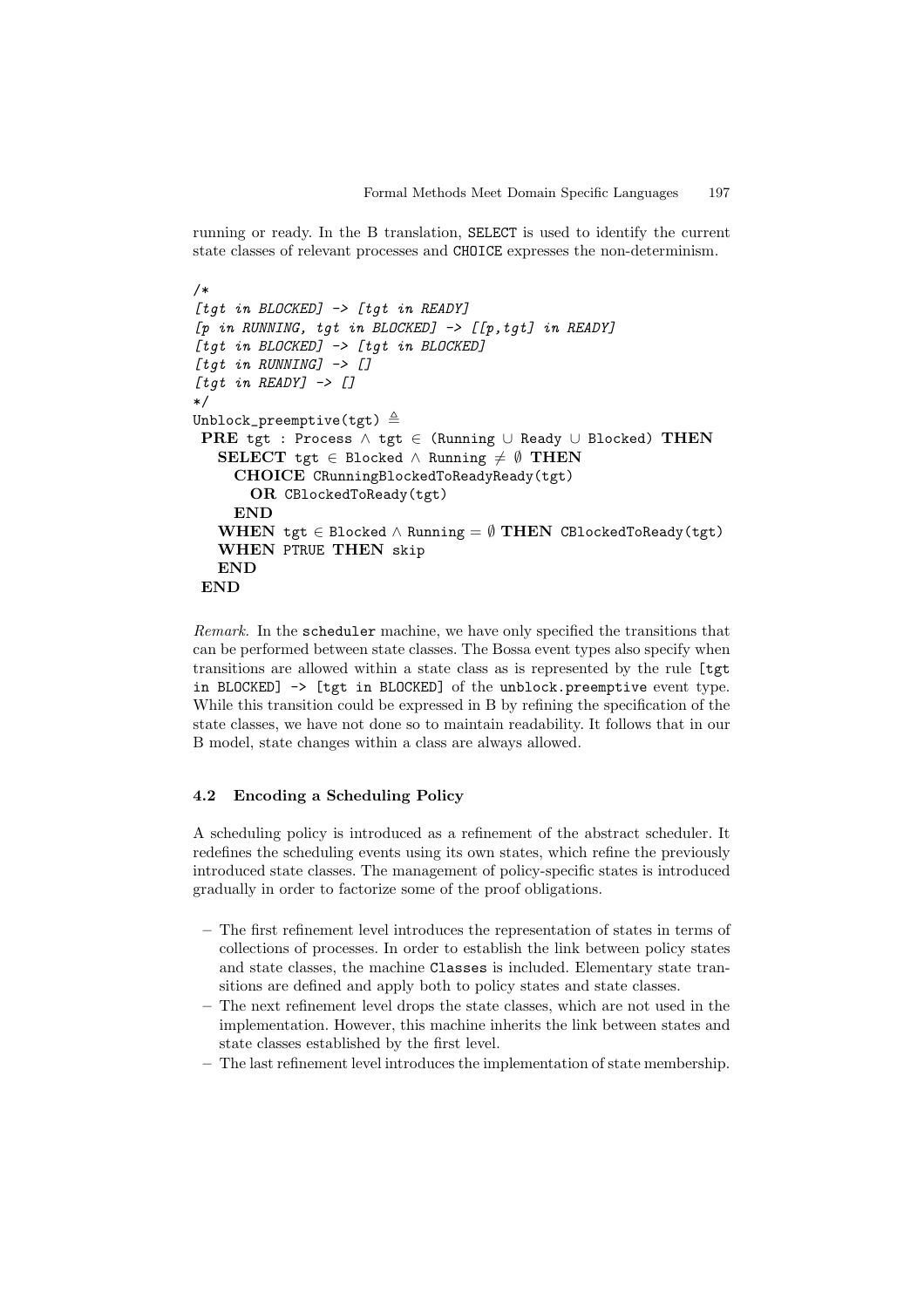running or ready. In the B translation, `SELECT` is used to identify the current state classes of relevant processes and `CHOICE` expresses the non-determinism.

```
/*
[tgt in BLOCKED] -> [tgt in READY]
[p in RUNNING, tgt in BLOCKED] -> [[p,tgt] in READY]
[tgt in BLOCKED] -> [tgt in BLOCKED]
[tgt in RUNNING] -> []
[tgt in READY] -> []
*/
Unblock_preemptive(tgt) ≜
 PRE tgt : Process ∧ tgt ∈ (Running ∪ Ready ∪ Blocked) THEN
   SELECT tgt ∈ Blocked ∧ Running ≠ ∅ THEN
     CHOICE CRunningBlockedToReadyReady(tgt)
       OR CBlockedToReady(tgt)
     END
   WHEN tgt ∈ Blocked ∧ Running = ∅ THEN CBlockedToReady(tgt)
   WHEN PTRUE THEN skip
   END
 END
```

*Remark.* In the `scheduler` machine, we have only specified the transitions that can be performed between state classes. The Bossa event types also specify when transitions are allowed within a state class as is represented by the rule `[tgt in BLOCKED] -> [tgt in BLOCKED]` of the `unblock.preemptive` event type. While this transition could be expressed in B by refining the specification of the state classes, we have not done so to maintain readability. It follows that in our B model, state changes within a class are always allowed.

### 4.2 Encoding a Scheduling Policy

A scheduling policy is introduced as a refinement of the abstract scheduler. It redefines the scheduling events using its own states, which refine the previously introduced state classes. The management of policy-specific states is introduced gradually in order to factorize some of the proof obligations.

- The first refinement level introduces the representation of states in terms of collections of processes. In order to establish the link between policy states and state classes, the machine `Classes` is included. Elementary state transitions are defined and apply both to policy states and state classes.
- The next refinement level drops the state classes, which are not used in the implementation. However, this machine inherits the link between states and state classes established by the first level.
- The last refinement level introduces the implementation of state membership.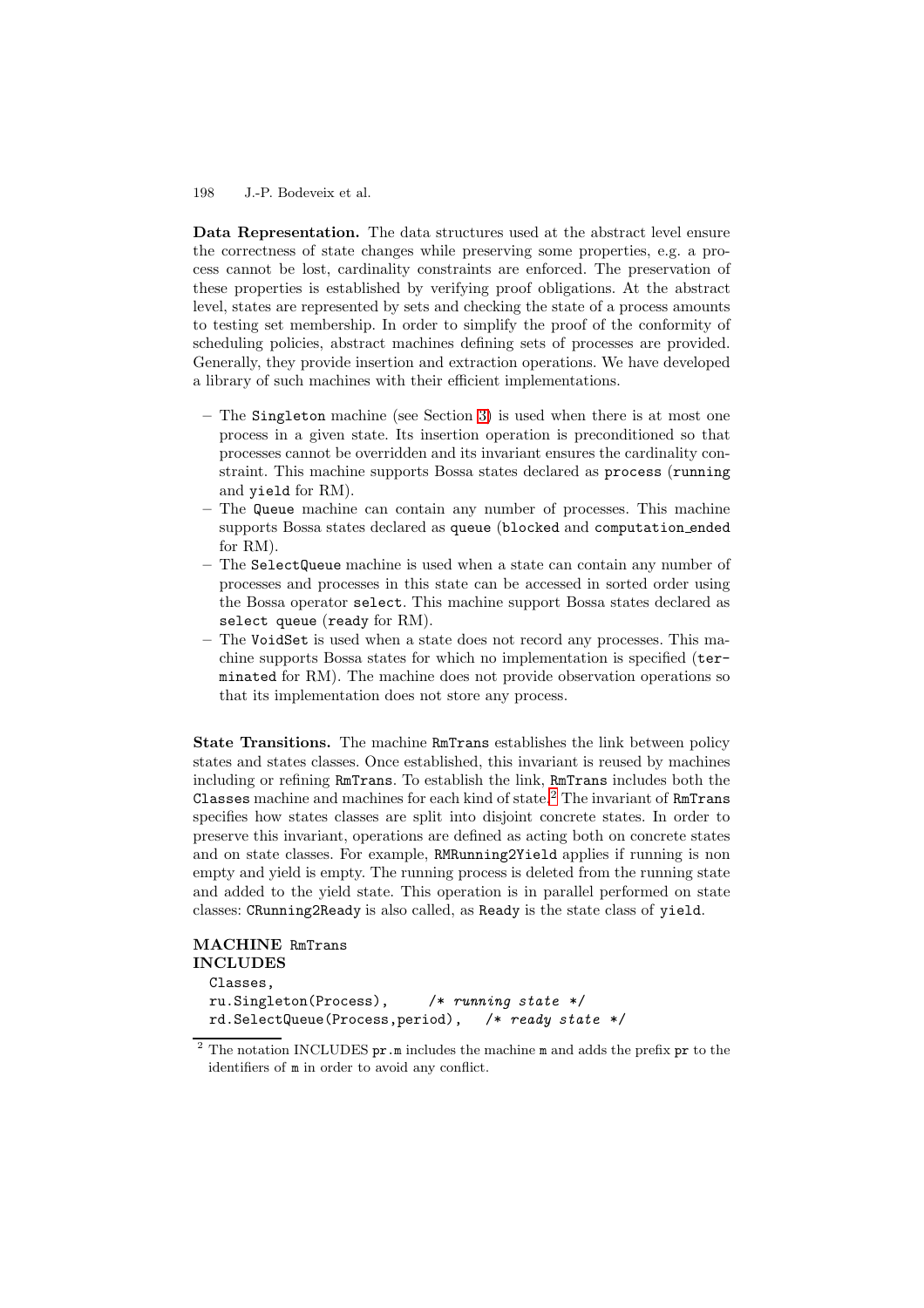**Data Representation.** The data structures used at the abstract level ensure the correctness of state changes while preserving some properties, e.g. a process cannot be lost, cardinality constraints are enforced. The preservation of these properties is established by verifying proof obligations. At the abstract level, states are represented by sets and checking the state of a process amounts to testing set membership. In order to simplify the proof of the conformity of scheduling policies, abstract machines defining sets of processes are provided. Generally, they provide insertion and extraction operations. We have developed a library of such machines with their efficient implementations.

- The `Singleton` machine (see Section 3) is used when there is at most one process in a given state. Its insertion operation is preconditioned so that processes cannot be overridden and its invariant ensures the cardinality constraint. This machine supports Bossa states declared as `process` (`running` and `yield` for RM).
- The `Queue` machine can contain any number of processes. This machine supports Bossa states declared as `queue` (`blocked` and `computation_ended` for RM).
- The `SelectQueue` machine is used when a state can contain any number of processes and processes in this state can be accessed in sorted order using the Bossa operator `select`. This machine support Bossa states declared as `select queue` (`ready` for RM).
- The `VoidSet` is used when a state does not record any processes. This machine supports Bossa states for which no implementation is specified (`terminated` for RM). The machine does not provide observation operations so that its implementation does not store any process.

**State Transitions.** The machine `RmTrans` establishes the link between policy states and states classes. Once established, this invariant is reused by machines including or refining `RmTrans`. To establish the link, `RmTrans` includes both the `Classes` machine and machines for each kind of state.[2] The invariant of `RmTrans` specifies how states classes are split into disjoint concrete states. In order to preserve this invariant, operations are defined as acting both on concrete states and on state classes. For example, `RMRunning2Yield` applies if running is non empty and yield is empty. The running process is deleted from the running state and added to the yield state. This operation is in parallel performed on state classes: `CRunning2Ready` is also called, as `Ready` is the state class of `yield`.

```
MACHINE RmTrans
INCLUDES
  Classes,
  ru.Singleton(Process),     /* running state */
  rd.SelectQueue(Process,period),   /* ready state */
```

[2] The notation INCLUDES `pr.m` includes the machine `m` and adds the prefix `pr` to the identifiers of `m` in order to avoid any conflict.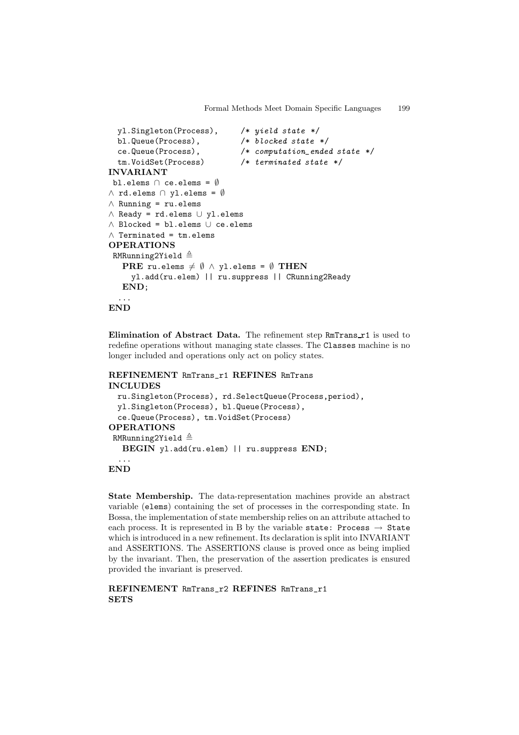```
  yl.Singleton(Process),     /* yield state */
  bl.Queue(Process),         /* blocked state */
  ce.Queue(Process),         /* computation_ended state */
  tm.VoidSet(Process)        /* terminated state */
INVARIANT
 bl.elems ∩ ce.elems = ∅
∧ rd.elems ∩ yl.elems = ∅
∧ Running = ru.elems
∧ Ready = rd.elems ∪ yl.elems
∧ Blocked = bl.elems ∪ ce.elems
∧ Terminated = tm.elems
OPERATIONS
 RMRunning2Yield ≜
   PRE ru.elems ≠ ∅ ∧ yl.elems = ∅ THEN
     yl.add(ru.elem) || ru.suppress || CRunning2Ready
   END;
  ...
END
```

**Elimination of Abstract Data.** The refinement step RmTrans_r1 is used to redefine operations without managing state classes. The Classes machine is no longer included and operations only act on policy states.

```
REFINEMENT RmTrans_r1 REFINES RmTrans
INCLUDES
  ru.Singleton(Process), rd.SelectQueue(Process,period),
  yl.Singleton(Process), bl.Queue(Process),
  ce.Queue(Process), tm.VoidSet(Process)
OPERATIONS
 RMRunning2Yield ≜
   BEGIN yl.add(ru.elem) || ru.suppress END;
  ...
END
```

**State Membership.** The data-representation machines provide an abstract variable (elems) containing the set of processes in the corresponding state. In Bossa, the implementation of state membership relies on an attribute attached to each process. It is represented in B by the variable state: Process → State which is introduced in a new refinement. Its declaration is split into INVARIANT and ASSERTIONS. The ASSERTIONS clause is proved once as being implied by the invariant. Then, the preservation of the assertion predicates is ensured provided the invariant is preserved.

```
REFINEMENT RmTrans_r2 REFINES RmTrans_r1
SETS
```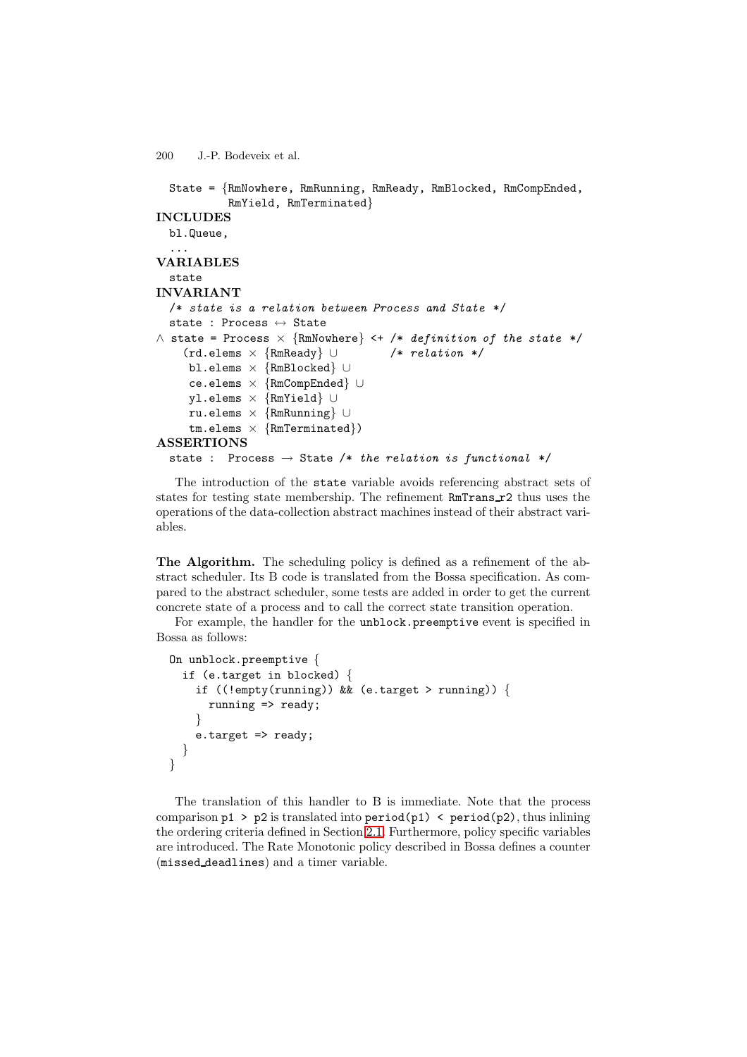```
  State = {RmNowhere, RmRunning, RmReady, RmBlocked, RmCompEnded,
           RmYield, RmTerminated}
INCLUDES
  bl.Queue,
  ...
VARIABLES
  state
INVARIANT
  /* state is a relation between Process and State */
  state : Process ↔ State
∧ state = Process × {RmNowhere} <+ /* definition of the state */
    (rd.elems × {RmReady} ∪        /* relation */
     bl.elems × {RmBlocked} ∪
     ce.elems × {RmCompEnded} ∪
     yl.elems × {RmYield} ∪
     ru.elems × {RmRunning} ∪
     tm.elems × {RmTerminated})
ASSERTIONS
  state :  Process → State /* the relation is functional */
```

The introduction of the `state` variable avoids referencing abstract sets of states for testing state membership. The refinement `RmTrans_r2` thus uses the operations of the data-collection abstract machines instead of their abstract variables.

**The Algorithm.** The scheduling policy is defined as a refinement of the abstract scheduler. Its B code is translated from the Bossa specification. As compared to the abstract scheduler, some tests are added in order to get the current concrete state of a process and to call the correct state transition operation.

For example, the handler for the `unblock.preemptive` event is specified in Bossa as follows:

```
On unblock.preemptive {
  if (e.target in blocked) {
    if ((!empty(running)) && (e.target > running)) {
      running => ready;
    }
    e.target => ready;
  }
}
```

The translation of this handler to B is immediate. Note that the process comparison `p1 > p2` is translated into `period(p1) < period(p2)`, thus inlining the ordering criteria defined in Section 2.1. Furthermore, policy specific variables are introduced. The Rate Monotonic policy described in Bossa defines a counter (`missed_deadlines`) and a timer variable.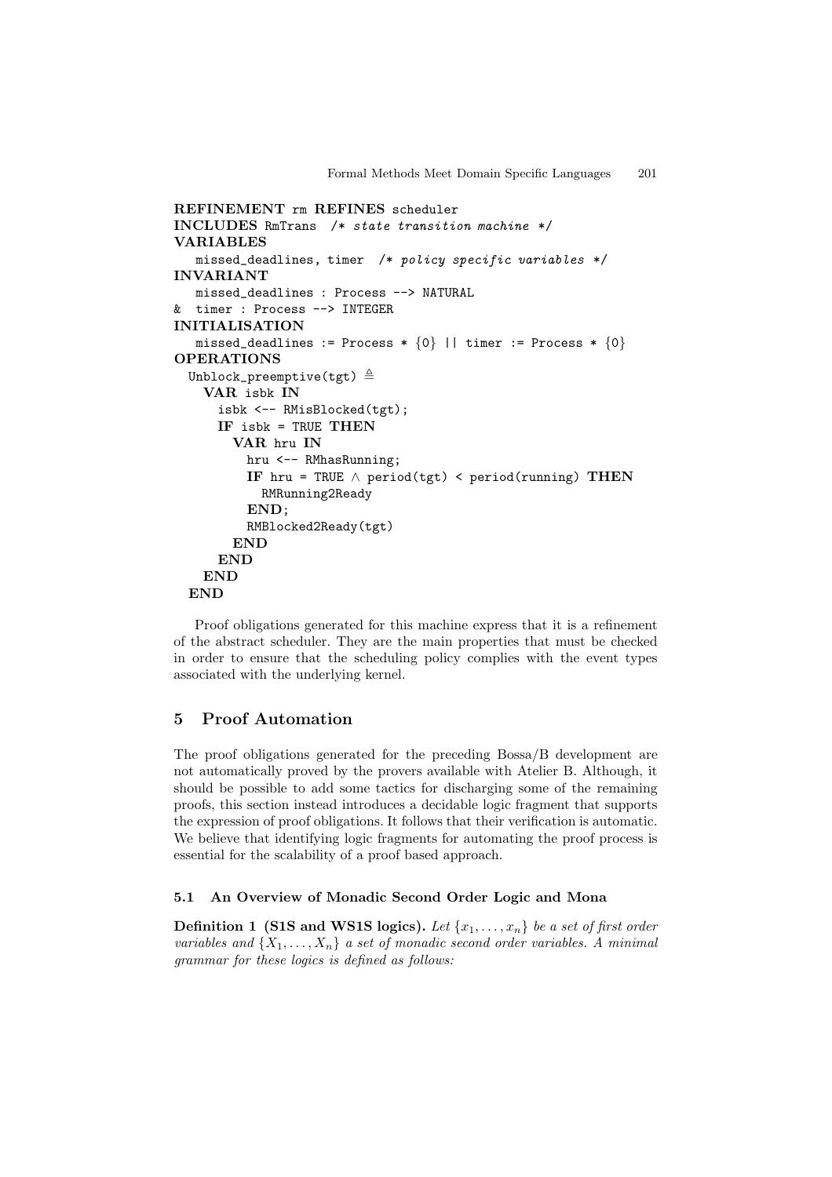```
REFINEMENT rm REFINES scheduler
INCLUDES RmTrans  /* state transition machine */
VARIABLES
   missed_deadlines, timer  /* policy specific variables */
INVARIANT
   missed_deadlines : Process --> NATURAL
&  timer : Process --> INTEGER
INITIALISATION
   missed_deadlines := Process * {0} || timer := Process * {0}
OPERATIONS
  Unblock_preemptive(tgt) ≜
    VAR isbk IN
      isbk <-- RMisBlocked(tgt);
      IF isbk = TRUE THEN
        VAR hru IN
          hru <-- RMhasRunning;
          IF hru = TRUE ∧ period(tgt) < period(running) THEN
            RMRunning2Ready
          END;
          RMBlocked2Ready(tgt)
        END
      END
    END
  END
```

Proof obligations generated for this machine express that it is a refinement of the abstract scheduler. They are the main properties that must be checked in order to ensure that the scheduling policy complies with the event types associated with the underlying kernel.

## 5 Proof Automation

The proof obligations generated for the preceding Bossa/B development are not automatically proved by the provers available with Atelier B. Although, it should be possible to add some tactics for discharging some of the remaining proofs, this section instead introduces a decidable logic fragment that supports the expression of proof obligations. It follows that their verification is automatic. We believe that identifying logic fragments for automating the proof process is essential for the scalability of a proof based approach.

### 5.1 An Overview of Monadic Second Order Logic and Mona

**Definition 1 (S1S and WS1S logics).** *Let $\{x_1, \ldots, x_n\}$ be a set of first order variables and $\{X_1, \ldots, X_n\}$ a set of monadic second order variables. A minimal grammar for these logics is defined as follows:*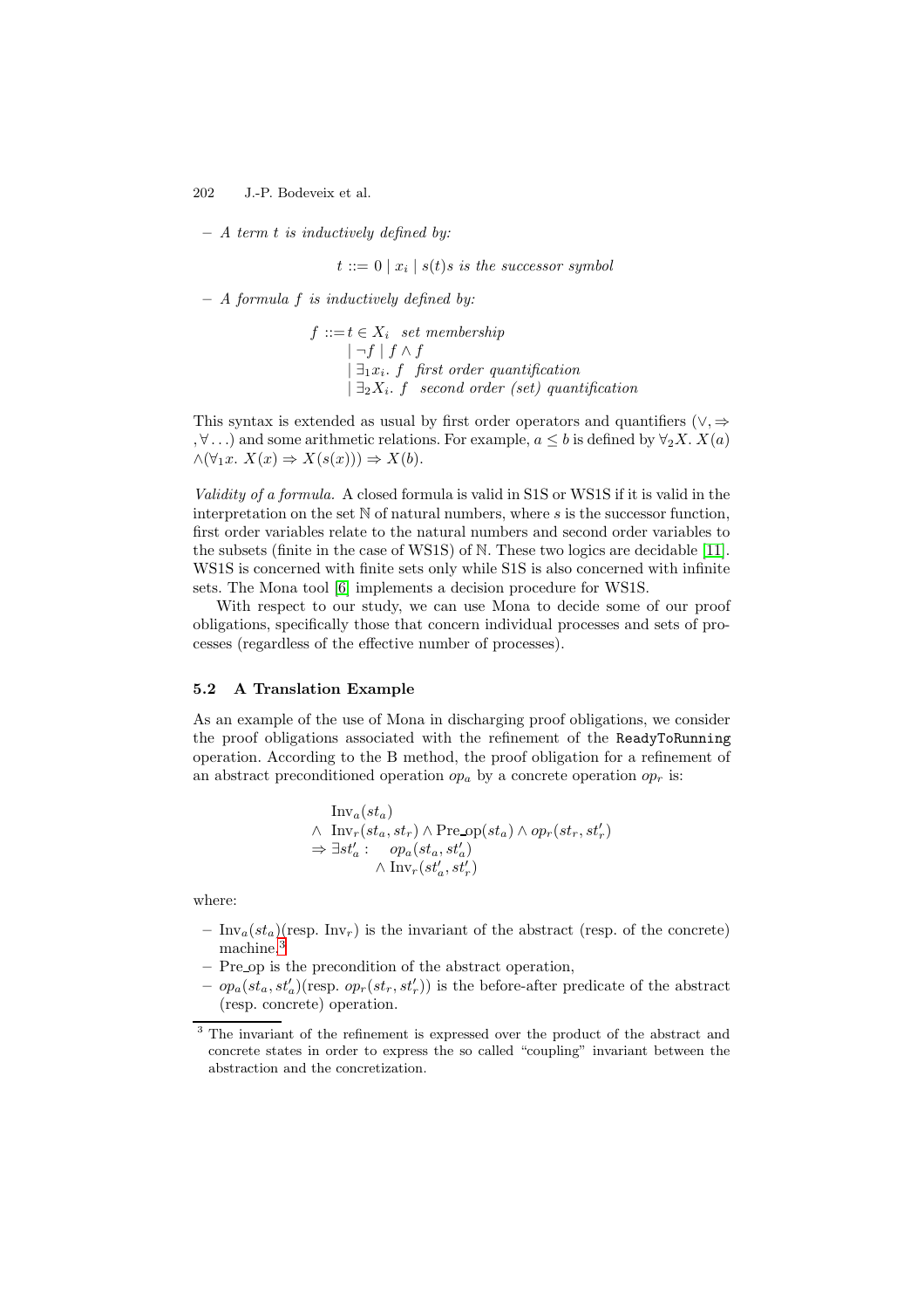– *A term t is inductively defined by:*

$$t ::= 0 \mid x_i \mid s(t) s \textit{ is the successor symbol}$$

– *A formula f is inductively defined by:*

$$
\begin{aligned}
f ::= & \; t \in X_i \;\; \textit{set membership} \\
& \mid \neg f \mid f \wedge f \\
& \mid \exists_1 x_i.\ f \;\; \textit{first order quantification} \\
& \mid \exists_2 X_i.\ f \;\; \textit{second order (set) quantification}
\end{aligned}
$$

This syntax is extended as usual by first order operators and quantifiers ($\vee, \Rightarrow, \forall \ldots$) and some arithmetic relations. For example, $a \leq b$ is defined by $\forall_2 X.\ X(a) \wedge (\forall_1 x.\ X(x) \Rightarrow X(s(x))) \Rightarrow X(b)$.

*Validity of a formula.* A closed formula is valid in S1S or WS1S if it is valid in the interpretation on the set $\mathbb{N}$ of natural numbers, where $s$ is the successor function, first order variables relate to the natural numbers and second order variables to the subsets (finite in the case of WS1S) of $\mathbb{N}$. These two logics are decidable [11]. WS1S is concerned with finite sets only while S1S is also concerned with infinite sets. The Mona tool [6] implements a decision procedure for WS1S.

With respect to our study, we can use Mona to decide some of our proof obligations, specifically those that concern individual processes and sets of processes (regardless of the effective number of processes).

### 5.2 A Translation Example

As an example of the use of Mona in discharging proof obligations, we consider the proof obligations associated with the refinement of the `ReadyToRunning` operation. According to the B method, the proof obligation for a refinement of an abstract preconditioned operation $op_a$ by a concrete operation $op_r$ is:

$$
\begin{aligned}
& \mathrm{Inv}_a(st_a) \\
\wedge \; & \mathrm{Inv}_r(st_a, st_r) \wedge \mathrm{Pre\_op}(st_a) \wedge op_r(st_r, st'_r) \\
\Rightarrow \; & \exists st'_a : \;\; op_a(st_a, st'_a) \\
& \qquad\quad \wedge \mathrm{Inv}_r(st'_a, st'_r)
\end{aligned}
$$

where:

– $\mathrm{Inv}_a(st_a)$(resp. $\mathrm{Inv}_r$) is the invariant of the abstract (resp. of the concrete) machine.[3]
– Pre_op is the precondition of the abstract operation,
– $op_a(st_a, st'_a)$(resp. $op_r(st_r, st'_r)$) is the before-after predicate of the abstract (resp. concrete) operation.

[3] The invariant of the refinement is expressed over the product of the abstract and concrete states in order to express the so called "coupling" invariant between the abstraction and the concretization.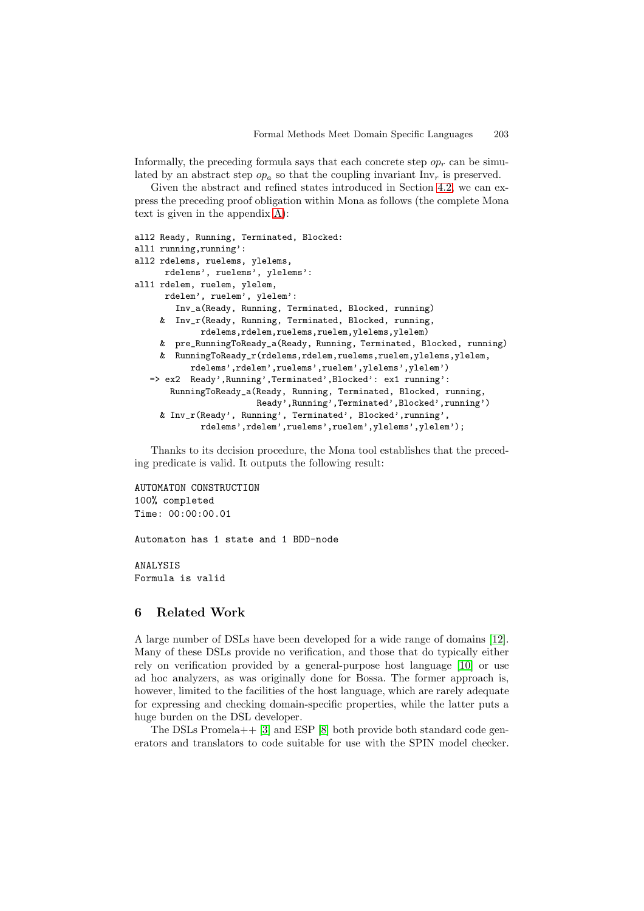Informally, the preceding formula says that each concrete step $op_r$ can be simulated by an abstract step $op_a$ so that the coupling invariant $\mathrm{Inv}_r$ is preserved.

Given the abstract and refined states introduced in Section 4.2, we can express the preceding proof obligation within Mona as follows (the complete Mona text is given in the appendix A):

```
all2 Ready, Running, Terminated, Blocked:
all1 running,running':
all2 rdelems, ruelems, ylelems,
     rdelems', ruelems', ylelems':
all1 rdelem, ruelem, ylelem,
     rdelem', ruelem', ylelem':
       Inv_a(Ready, Running, Terminated, Blocked, running)
    &  Inv_r(Ready, Running, Terminated, Blocked, running,
            rdelems,rdelem,ruelems,ruelem,ylelems,ylelem)
    &  pre_RunningToReady_a(Ready, Running, Terminated, Blocked, running)
    &  RunningToReady_r(rdelems,rdelem,ruelems,ruelem,ylelems,ylelem,
          rdelems',rdelem',ruelems',ruelem',ylelems',ylelem')
  => ex2  Ready',Running',Terminated',Blocked': ex1 running':
      RunningToReady_a(Ready, Running, Terminated, Blocked, running,
                       Ready',Running',Terminated',Blocked',running')
    & Inv_r(Ready', Running', Terminated', Blocked',running',
            rdelems',rdelem',ruelems',ruelem',ylelems',ylelem');
```

Thanks to its decision procedure, the Mona tool establishes that the preceding predicate is valid. It outputs the following result:

```
AUTOMATON CONSTRUCTION
100% completed
Time: 00:00:00.01

Automaton has 1 state and 1 BDD-node

ANALYSIS
Formula is valid
```

## 6 Related Work

A large number of DSLs have been developed for a wide range of domains [12]. Many of these DSLs provide no verification, and those that do typically either rely on verification provided by a general-purpose host language [10] or use ad hoc analyzers, as was originally done for Bossa. The former approach is, however, limited to the facilities of the host language, which are rarely adequate for expressing and checking domain-specific properties, while the latter puts a huge burden on the DSL developer.

The DSLs Promela++ [3] and ESP [8] both provide both standard code generators and translators to code suitable for use with the SPIN model checker.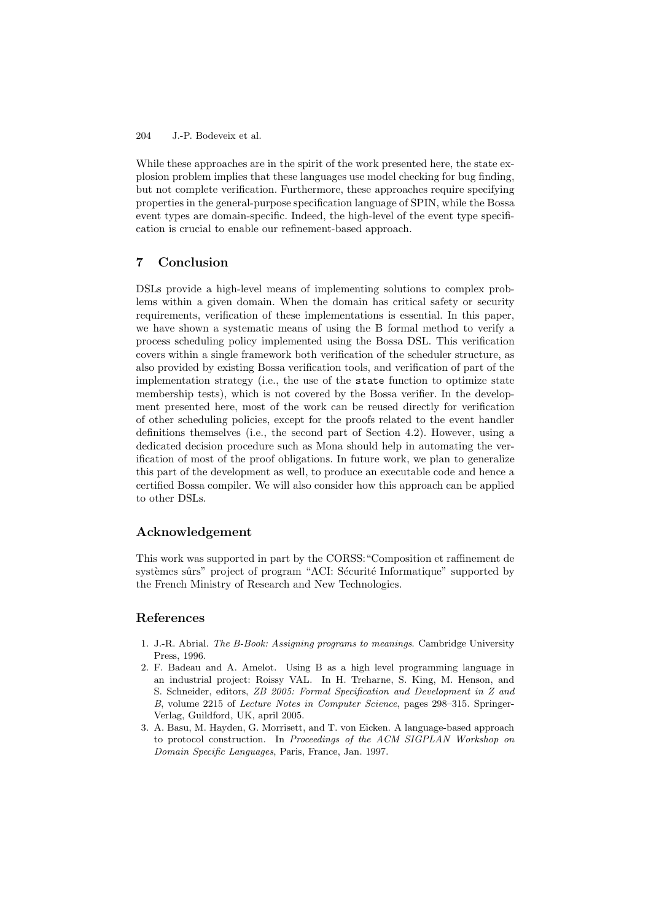While these approaches are in the spirit of the work presented here, the state explosion problem implies that these languages use model checking for bug finding, but not complete verification. Furthermore, these approaches require specifying properties in the general-purpose specification language of SPIN, while the Bossa event types are domain-specific. Indeed, the high-level of the event type specification is crucial to enable our refinement-based approach.

## 7 Conclusion

DSLs provide a high-level means of implementing solutions to complex problems within a given domain. When the domain has critical safety or security requirements, verification of these implementations is essential. In this paper, we have shown a systematic means of using the B formal method to verify a process scheduling policy implemented using the Bossa DSL. This verification covers within a single framework both verification of the scheduler structure, as also provided by existing Bossa verification tools, and verification of part of the implementation strategy (i.e., the use of the `state` function to optimize state membership tests), which is not covered by the Bossa verifier. In the development presented here, most of the work can be reused directly for verification of other scheduling policies, except for the proofs related to the event handler definitions themselves (i.e., the second part of Section 4.2). However, using a dedicated decision procedure such as Mona should help in automating the verification of most of the proof obligations. In future work, we plan to generalize this part of the development as well, to produce an executable code and hence a certified Bossa compiler. We will also consider how this approach can be applied to other DSLs.

## Acknowledgement

This work was supported in part by the CORSS: "Composition et raffinement de systèmes sûrs" project of program "ACI: Sécurité Informatique" supported by the French Ministry of Research and New Technologies.

## References

1. J.-R. Abrial. *The B-Book: Assigning programs to meanings*. Cambridge University Press, 1996.
2. F. Badeau and A. Amelot. Using B as a high level programming language in an industrial project: Roissy VAL. In H. Treharne, S. King, M. Henson, and S. Schneider, editors, *ZB 2005: Formal Specification and Development in Z and B*, volume 2215 of *Lecture Notes in Computer Science*, pages 298–315. Springer-Verlag, Guildford, UK, april 2005.
3. A. Basu, M. Hayden, G. Morrisett, and T. von Eicken. A language-based approach to protocol construction. In *Proceedings of the ACM SIGPLAN Workshop on Domain Specific Languages*, Paris, France, Jan. 1997.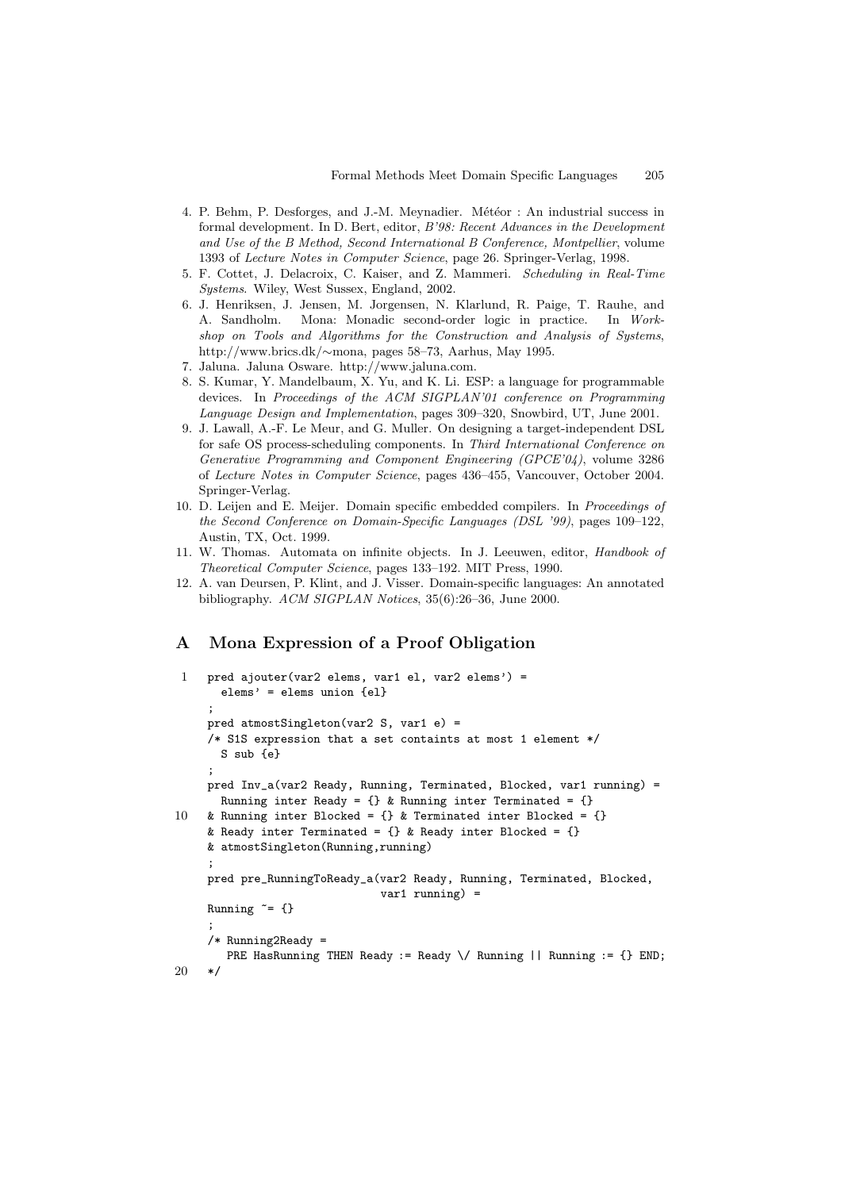4. P. Behm, P. Desforges, and J.-M. Meynadier. Météor : An industrial success in formal development. In D. Bert, editor, *B'98: Recent Advances in the Development and Use of the B Method, Second International B Conference, Montpellier*, volume 1393 of *Lecture Notes in Computer Science*, page 26. Springer-Verlag, 1998.
5. F. Cottet, J. Delacroix, C. Kaiser, and Z. Mammeri. *Scheduling in Real-Time Systems*. Wiley, West Sussex, England, 2002.
6. J. Henriksen, J. Jensen, M. Jorgensen, N. Klarlund, R. Paige, T. Rauhe, and A. Sandholm. Mona: Monadic second-order logic in practice. In *Workshop on Tools and Algorithms for the Construction and Analysis of Systems*, http://www.brics.dk/∼mona, pages 58–73, Aarhus, May 1995.
7. Jaluna. Jaluna Osware. http://www.jaluna.com.
8. S. Kumar, Y. Mandelbaum, X. Yu, and K. Li. ESP: a language for programmable devices. In *Proceedings of the ACM SIGPLAN'01 conference on Programming Language Design and Implementation*, pages 309–320, Snowbird, UT, June 2001.
9. J. Lawall, A.-F. Le Meur, and G. Muller. On designing a target-independent DSL for safe OS process-scheduling components. In *Third International Conference on Generative Programming and Component Engineering (GPCE'04)*, volume 3286 of *Lecture Notes in Computer Science*, pages 436–455, Vancouver, October 2004. Springer-Verlag.
10. D. Leijen and E. Meijer. Domain specific embedded compilers. In *Proceedings of the Second Conference on Domain-Specific Languages (DSL '99)*, pages 109–122, Austin, TX, Oct. 1999.
11. W. Thomas. Automata on infinite objects. In J. Leeuwen, editor, *Handbook of Theoretical Computer Science*, pages 133–192. MIT Press, 1990.
12. A. van Deursen, P. Klint, and J. Visser. Domain-specific languages: An annotated bibliography. *ACM SIGPLAN Notices*, 35(6):26–36, June 2000.

# A Mona Expression of a Proof Obligation

```
1   pred ajouter(var2 elems, var1 el, var2 elems') =
      elems' = elems union {el}
    ;
    pred atmostSingleton(var2 S, var1 e) =
    /* S1S expression that a set containts at most 1 element */
      S sub {e}
    ;
    pred Inv_a(var2 Ready, Running, Terminated, Blocked, var1 running) =
      Running inter Ready = {} & Running inter Terminated = {}
10  & Running inter Blocked = {} & Terminated inter Blocked = {}
    & Ready inter Terminated = {} & Ready inter Blocked = {}
    & atmostSingleton(Running,running)
    ;
    pred pre_RunningToReady_a(var2 Ready, Running, Terminated, Blocked,
                              var1 running) =
    Running ~= {}
    ;
    /* Running2Ready =
       PRE HasRunning THEN Ready := Ready \/ Running || Running := {} END;
20  */
```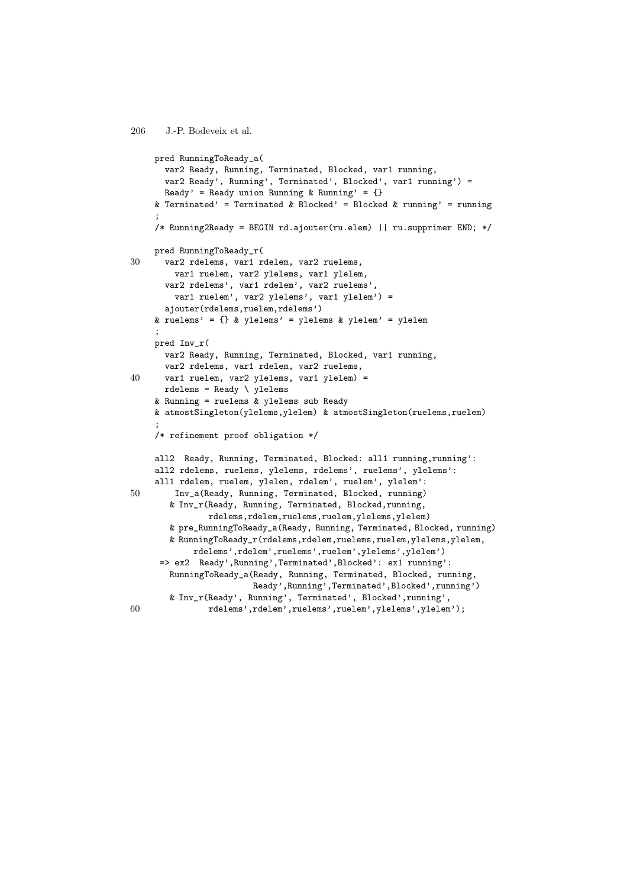```
pred RunningToReady_a(
  var2 Ready, Running, Terminated, Blocked, var1 running,
  var2 Ready', Running', Terminated', Blocked', var1 running') =
  Ready' = Ready union Running & Running' = {}
& Terminated' = Terminated & Blocked' = Blocked & running' = running
;
/* Running2Ready = BEGIN rd.ajouter(ru.elem) || ru.supprimer END; */

pred RunningToReady_r(
  var2 rdelems, var1 rdelem, var2 ruelems,
    var1 ruelem, var2 ylelems, var1 ylelem,
  var2 rdelems', var1 rdelem', var2 ruelems',
    var1 ruelem', var2 ylelems', var1 ylelem') =
  ajouter(rdelems,ruelem,rdelems')
& ruelems' = {} & ylelems' = ylelems & ylelem' = ylelem
;
pred Inv_r(
  var2 Ready, Running, Terminated, Blocked, var1 running,
  var2 rdelems, var1 rdelem, var2 ruelems,
  var1 ruelem, var2 ylelems, var1 ylelem) =
  rdelems = Ready \ ylelems
& Running = ruelems & ylelems sub Ready
& atmostSingleton(ylelems,ylelem) & atmostSingleton(ruelems,ruelem)
;
/* refinement proof obligation */

all2  Ready, Running, Terminated, Blocked: all1 running,running':
all2 rdelems, ruelems, ylelems, rdelems', ruelems', ylelems':
all1 rdelem, ruelem, ylelem, rdelem', ruelem', ylelem':
    Inv_a(Ready, Running, Terminated, Blocked, running)
  & Inv_r(Ready, Running, Terminated, Blocked,running,
          rdelems,rdelem,ruelems,ruelem,ylelems,ylelem)
  & pre_RunningToReady_a(Ready, Running, Terminated, Blocked, running)
  & RunningToReady_r(rdelems,rdelem,ruelems,ruelem,ylelems,ylelem,
       rdelems',rdelem',ruelems',ruelem',ylelems',ylelem')
 => ex2  Ready',Running',Terminated',Blocked': ex1 running':
   RunningToReady_a(Ready, Running, Terminated, Blocked, running,
                    Ready',Running',Terminated',Blocked',running')
   & Inv_r(Ready', Running', Terminated', Blocked',running',
           rdelems',rdelem',ruelems',ruelem',ylelems',ylelem');
```